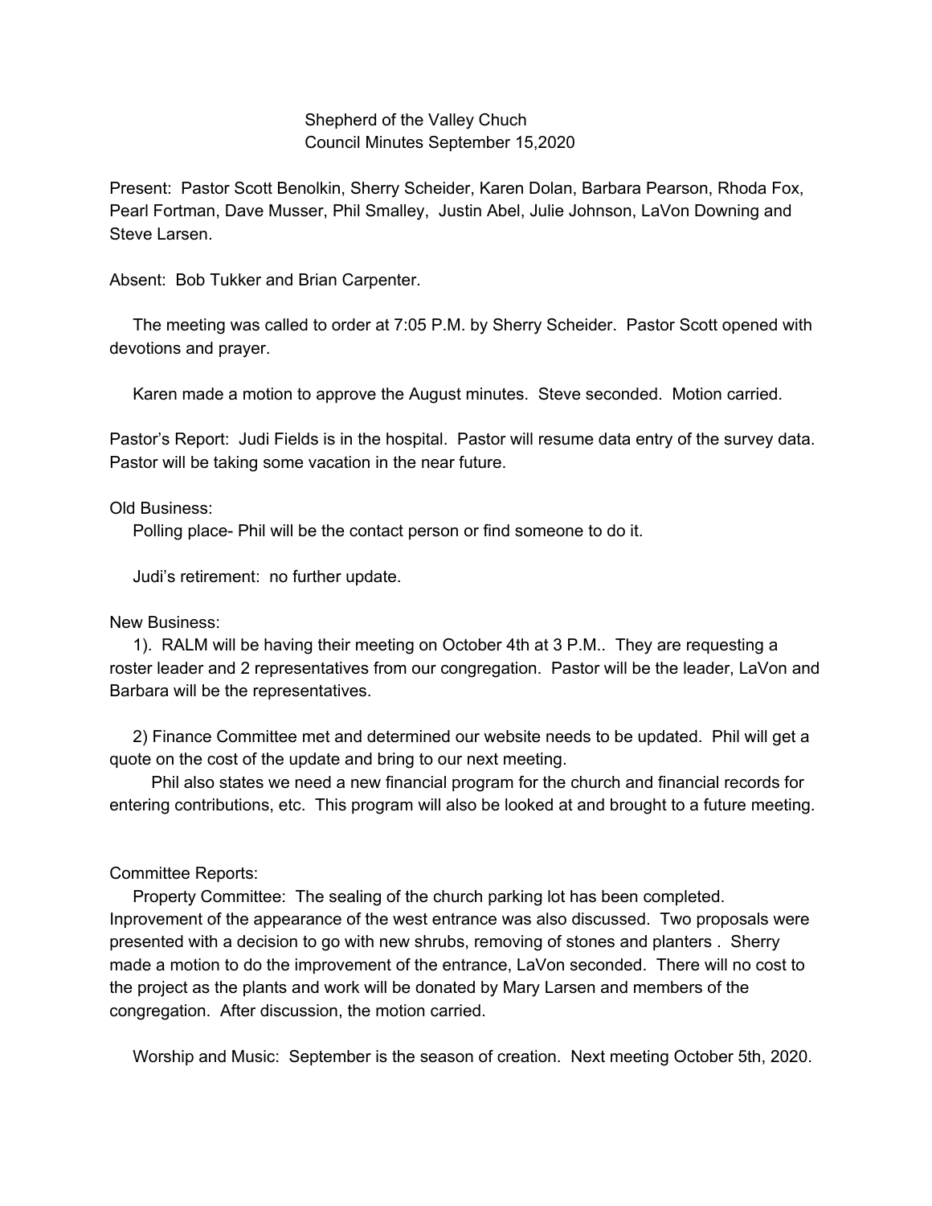Shepherd of the Valley Chuch
Council Minutes September 15,2020

Present: Pastor Scott Benolkin, Sherry Scheider, Karen Dolan, Barbara Pearson, Rhoda Fox, Pearl Fortman, Dave Musser, Phil Smalley, Justin Abel, Julie Johnson, LaVon Downing and Steve Larsen.

Absent: Bob Tukker and Brian Carpenter.

The meeting was called to order at 7:05 P.M. by Sherry Scheider. Pastor Scott opened with devotions and prayer.

Karen made a motion to approve the August minutes. Steve seconded. Motion carried.

Pastor's Report: Judi Fields is in the hospital. Pastor will resume data entry of the survey data. Pastor will be taking some vacation in the near future.

Old Business:

Polling place- Phil will be the contact person or find someone to do it.

Judi's retirement: no further update.

New Business:

1). RALM will be having their meeting on October 4th at 3 P.M.. They are requesting a roster leader and 2 representatives from our congregation. Pastor will be the leader, LaVon and Barbara will be the representatives.

2) Finance Committee met and determined our website needs to be updated. Phil will get a quote on the cost of the update and bring to our next meeting.

Phil also states we need a new financial program for the church and financial records for entering contributions, etc. This program will also be looked at and brought to a future meeting.

Committee Reports:

Property Committee: The sealing of the church parking lot has been completed. Inprovement of the appearance of the west entrance was also discussed. Two proposals were presented with a decision to go with new shrubs, removing of stones and planters . Sherry made a motion to do the improvement of the entrance, LaVon seconded. There will no cost to the project as the plants and work will be donated by Mary Larsen and members of the congregation. After discussion, the motion carried.

Worship and Music: September is the season of creation. Next meeting October 5th, 2020.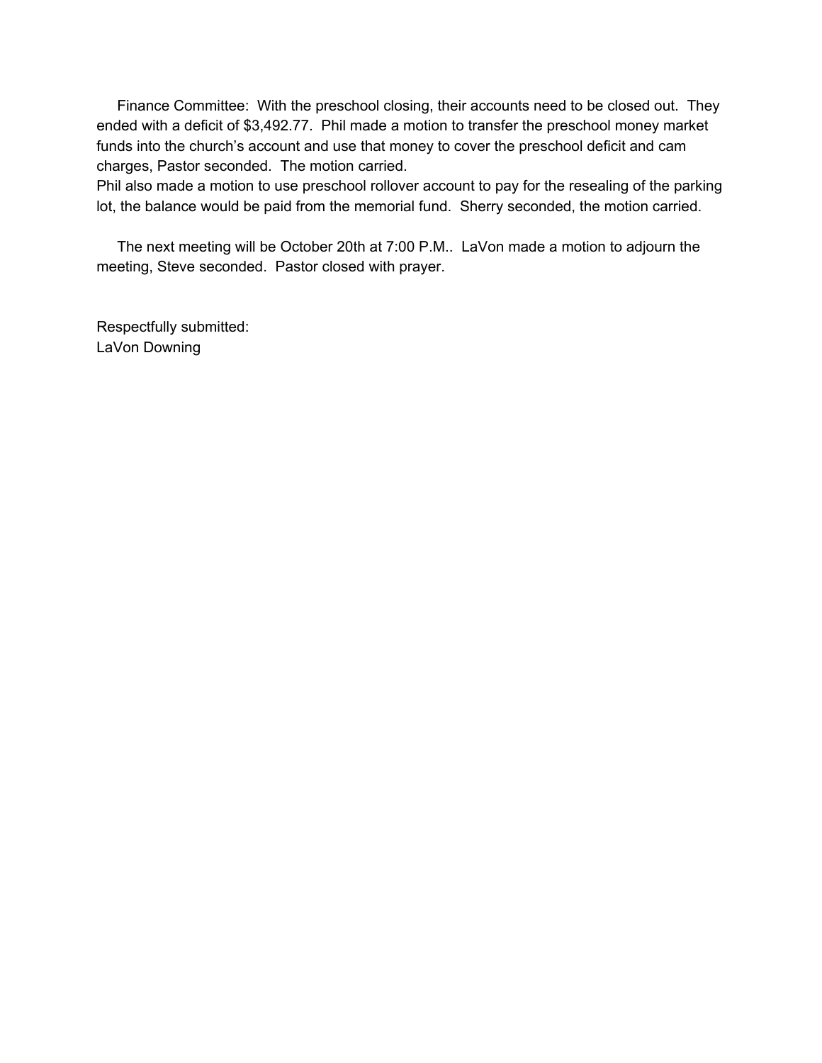Finance Committee: With the preschool closing, their accounts need to be closed out. They ended with a deficit of $3,492.77. Phil made a motion to transfer the preschool money market funds into the church's account and use that money to cover the preschool deficit and cam charges, Pastor seconded. The motion carried.
Phil also made a motion to use preschool rollover account to pay for the resealing of the parking lot, the balance would be paid from the memorial fund. Sherry seconded, the motion carried.

The next meeting will be October 20th at 7:00 P.M.. LaVon made a motion to adjourn the meeting, Steve seconded. Pastor closed with prayer.

Respectfully submitted:
LaVon Downing